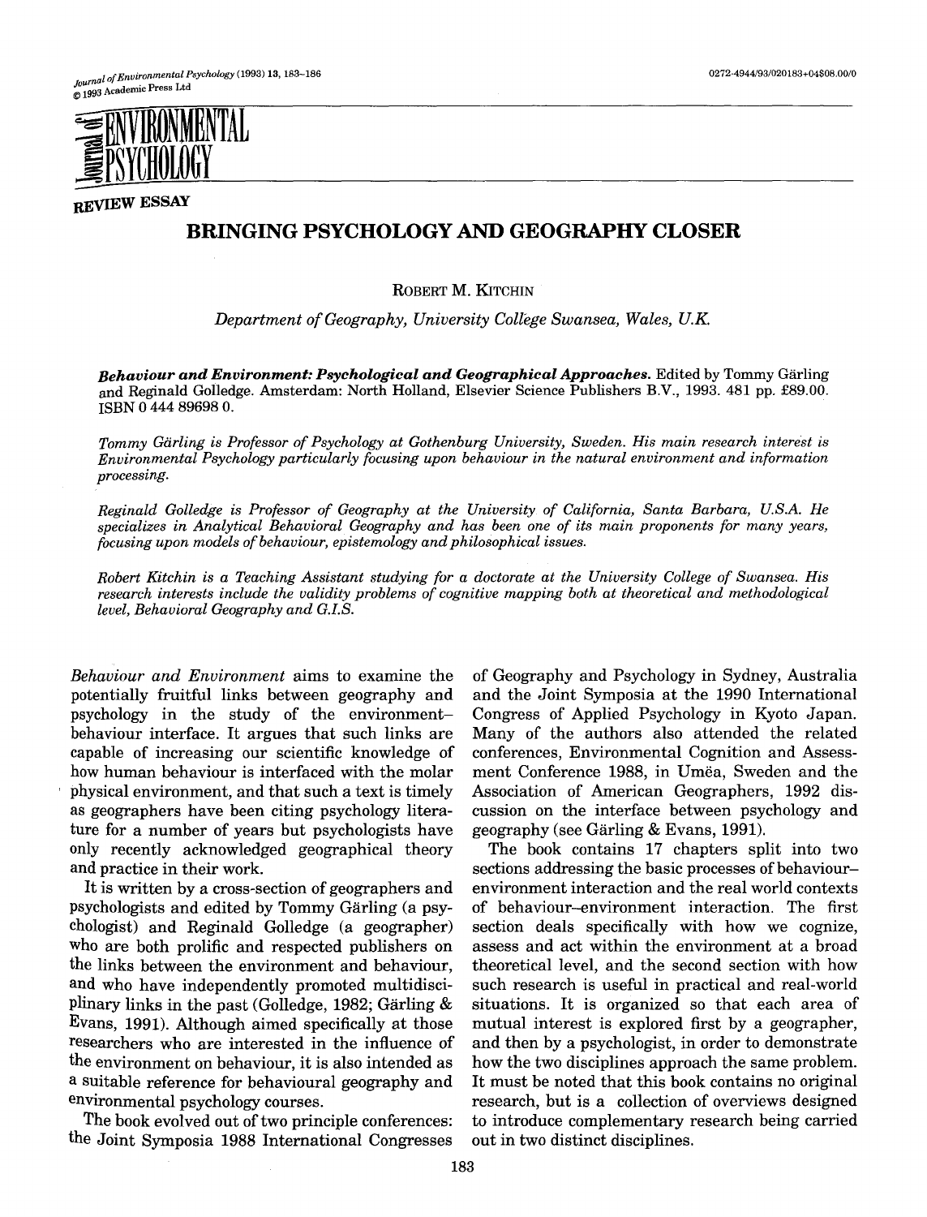REVIEW ESSAY

# BRINGING PSYCHOLOGY AND GEOGRAPHY CLOSER

ROBERT M. KITCHIN

*Department of Geography, University College Swansea, Wales, U.K.*

***Behaviour and Environment: Psychological and Geographical Approaches.*** Edited by Tommy Gärling and Reginald Golledge. Amsterdam: North Holland, Elsevier Science Publishers B.V., 1993. 481 pp. £89.00. ISBN 0 444 89698 0.

*Tommy Gärling is Professor of Psychology at Gothenburg University, Sweden. His main research interest is Environmental Psychology particularly focusing upon behaviour in the natural environment and information processing.*

*Reginald Golledge is Professor of Geography at the University of California, Santa Barbara, U.S.A. He specializes in Analytical Behavioral Geography and has been one of its main proponents for many years, focusing upon models of behaviour, epistemology and philosophical issues.*

*Robert Kitchin is a Teaching Assistant studying for a doctorate at the University College of Swansea. His research interests include the validity problems of cognitive mapping both at theoretical and methodological level, Behavioral Geography and G.I.S.*

*Behaviour and Environment* aims to examine the potentially fruitful links between geography and psychology in the study of the environment–behaviour interface. It argues that such links are capable of increasing our scientific knowledge of how human behaviour is interfaced with the molar physical environment, and that such a text is timely as geographers have been citing psychology literature for a number of years but psychologists have only recently acknowledged geographical theory and practice in their work.

It is written by a cross-section of geographers and psychologists and edited by Tommy Gärling (a psychologist) and Reginald Golledge (a geographer) who are both prolific and respected publishers on the links between the environment and behaviour, and who have independently promoted multidisciplinary links in the past (Golledge, 1982; Gärling & Evans, 1991). Although aimed specifically at those researchers who are interested in the influence of the environment on behaviour, it is also intended as a suitable reference for behavioural geography and environmental psychology courses.

The book evolved out of two principle conferences: the Joint Symposia 1988 International Congresses of Geography and Psychology in Sydney, Australia and the Joint Symposia at the 1990 International Congress of Applied Psychology in Kyoto Japan. Many of the authors also attended the related conferences, Environmental Cognition and Assessment Conference 1988, in Umëa, Sweden and the Association of American Geographers, 1992 discussion on the interface between psychology and geography (see Gärling & Evans, 1991).

The book contains 17 chapters split into two sections addressing the basic processes of behaviour–environment interaction and the real world contexts of behaviour–environment interaction. The first section deals specifically with how we cognize, assess and act within the environment at a broad theoretical level, and the second section with how such research is useful in practical and real-world situations. It is organized so that each area of mutual interest is explored first by a geographer, and then by a psychologist, in order to demonstrate how the two disciplines approach the same problem. It must be noted that this book contains no original research, but is a collection of overviews designed to introduce complementary research being carried out in two distinct disciplines.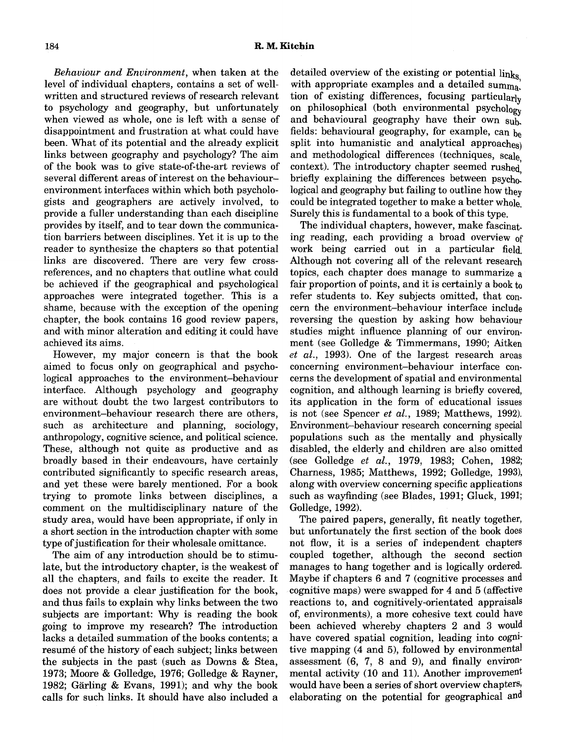*Behaviour and Environment*, when taken at the level of individual chapters, contains a set of well-written and structured reviews of research relevant to psychology and geography, but unfortunately when viewed as whole, one is left with a sense of disappointment and frustration at what could have been. What of its potential and the already explicit links between geography and psychology? The aim of the book was to give state-of-the-art reviews of several different areas of interest on the behaviour–environment interfaces within which both psychologists and geographers are actively involved, to provide a fuller understanding than each discipline provides by itself, and to tear down the communication barriers between disciplines. Yet it is up to the reader to synthesize the chapters so that potential links are discovered. There are very few cross-references, and no chapters that outline what could be achieved if the geographical and psychological approaches were integrated together. This is a shame, because with the exception of the opening chapter, the book contains 16 good review papers, and with minor alteration and editing it could have achieved its aims.

However, my major concern is that the book aimed to focus only on geographical and psychological approaches to the environment–behaviour interface. Although psychology and geography are without doubt the two largest contributors to environment–behaviour research there are others, such as architecture and planning, sociology, anthropology, cognitive science, and political science. These, although not quite as productive and as broadly based in their endeavours, have certainly contributed significantly to specific research areas, and yet these were barely mentioned. For a book trying to promote links between disciplines, a comment on the multidisciplinary nature of the study area, would have been appropriate, if only in a short section in the introduction chapter with some type of justification for their wholesale omittance.

The aim of any introduction should be to stimulate, but the introductory chapter, is the weakest of all the chapters, and fails to excite the reader. It does not provide a clear justification for the book, and thus fails to explain why links between the two subjects are important: Why is reading the book going to improve my research? The introduction lacks a detailed summation of the books contents; a resumé of the history of each subject; links between the subjects in the past (such as Downs & Stea, 1973; Moore & Golledge, 1976; Golledge & Rayner, 1982; Gärling & Evans, 1991); and why the book calls for such links. It should have also included a detailed overview of the existing or potential links, with appropriate examples and a detailed summation of existing differences, focusing particularly on philosophical (both environmental psychology and behavioural geography have their own sub-fields: behavioural geography, for example, can be split into humanistic and analytical approaches) and methodological differences (techniques, scale, context). The introductory chapter seemed rushed, briefly explaining the differences between psychological and geography but failing to outline how they could be integrated together to make a better whole. Surely this is fundamental to a book of this type.

The individual chapters, however, make fascinating reading, each providing a broad overview of work being carried out in a particular field. Although not covering all of the relevant research topics, each chapter does manage to summarize a fair proportion of points, and it is certainly a book to refer students to. Key subjects omitted, that concern the environment–behaviour interface include reversing the question by asking how behaviour studies might influence planning of our environment (see Golledge & Timmermans, 1990; Aitken *et al.*, 1993). One of the largest research areas concerning environment–behaviour interface concerns the development of spatial and environmental cognition, and although learning is briefly covered, its application in the form of educational issues is not (see Spencer *et al.*, 1989; Matthews, 1992). Environment–behaviour research concerning special populations such as the mentally and physically disabled, the elderly and children are also omitted (see Golledge *et al.*, 1979, 1983; Cohen, 1982; Charness, 1985; Matthews, 1992; Golledge, 1993), along with overview concerning specific applications such as wayfinding (see Blades, 1991; Gluck, 1991; Golledge, 1992).

The paired papers, generally, fit neatly together, but unfortunately the first section of the book does not flow, it is a series of independent chapters coupled together, although the second section manages to hang together and is logically ordered. Maybe if chapters 6 and 7 (cognitive processes and cognitive maps) were swapped for 4 and 5 (affective reactions to, and cognitively-orientated appraisals of, environments), a more cohesive text could have been achieved whereby chapters 2 and 3 would have covered spatial cognition, leading into cognitive mapping (4 and 5), followed by environmental assessment (6, 7, 8 and 9), and finally environmental activity (10 and 11). Another improvement would have been a series of short overview chapters, elaborating on the potential for geographical and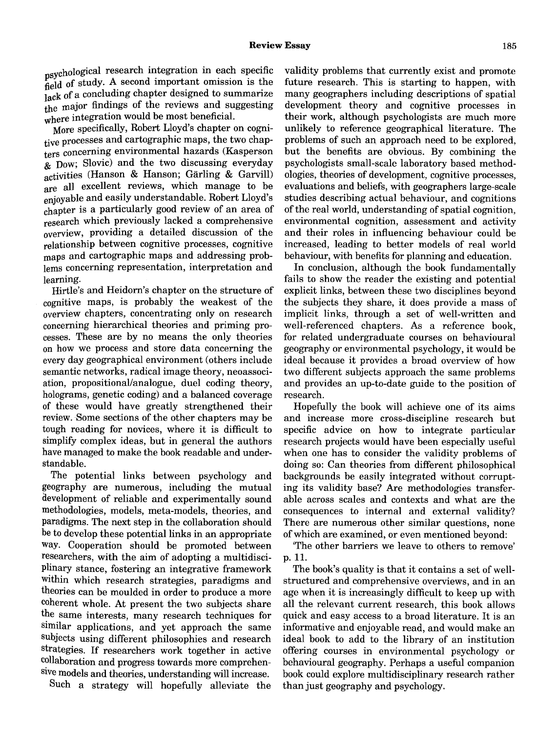psychological research integration in each specific field of study. A second important omission is the lack of a concluding chapter designed to summarize the major findings of the reviews and suggesting where integration would be most beneficial.

More specifically, Robert Lloyd's chapter on cognitive processes and cartographic maps, the two chapters concerning environmental hazards (Kasperson & Dow; Slovic) and the two discussing everyday activities (Hanson & Hanson; Gärling & Garvill) are all excellent reviews, which manage to be enjoyable and easily understandable. Robert Lloyd's chapter is a particularly good review of an area of research which previously lacked a comprehensive overview, providing a detailed discussion of the relationship between cognitive processes, cognitive maps and cartographic maps and addressing problems concerning representation, interpretation and learning.

Hirtle's and Heidorn's chapter on the structure of cognitive maps, is probably the weakest of the overview chapters, concentrating only on research concerning hierarchical theories and priming processes. These are by no means the only theories on how we process and store data concerning the every day geographical environment (others include semantic networks, radical image theory, neoassociation, propositional/analogue, duel coding theory, holograms, genetic coding) and a balanced coverage of these would have greatly strengthened their review. Some sections of the other chapters may be tough reading for novices, where it is difficult to simplify complex ideas, but in general the authors have managed to make the book readable and understandable.

The potential links between psychology and geography are numerous, including the mutual development of reliable and experimentally sound methodologies, models, meta-models, theories, and paradigms. The next step in the collaboration should be to develop these potential links in an appropriate way. Cooperation should be promoted between researchers, with the aim of adopting a multidisciplinary stance, fostering an integrative framework within which research strategies, paradigms and theories can be moulded in order to produce a more coherent whole. At present the two subjects share the same interests, many research techniques for similar applications, and yet approach the same subjects using different philosophies and research strategies. If researchers work together in active collaboration and progress towards more comprehensive models and theories, understanding will increase. Such a strategy will hopefully alleviate the validity problems that currently exist and promote future research. This is starting to happen, with many geographers including descriptions of spatial development theory and cognitive processes in their work, although psychologists are much more unlikely to reference geographical literature. The problems of such an approach need to be explored, but the benefits are obvious. By combining the psychologists small-scale laboratory based methodologies, theories of development, cognitive processes, evaluations and beliefs, with geographers large-scale studies describing actual behaviour, and cognitions of the real world, understanding of spatial cognition, environmental cognition, assessment and activity and their roles in influencing behaviour could be increased, leading to better models of real world behaviour, with benefits for planning and education.

In conclusion, although the book fundamentally fails to show the reader the existing and potential explicit links, between these two disciplines beyond the subjects they share, it does provide a mass of implicit links, through a set of well-written and well-referenced chapters. As a reference book, for related undergraduate courses on behavioural geography or environmental psychology, it would be ideal because it provides a broad overview of how two different subjects approach the same problems and provides an up-to-date guide to the position of research.

Hopefully the book will achieve one of its aims and increase more cross-discipline research but specific advice on how to integrate particular research projects would have been especially useful when one has to consider the validity problems of doing so: Can theories from different philosophical backgrounds be easily integrated without corrupting its validity base? Are methodologies transferable across scales and contexts and what are the consequences to internal and external validity? There are numerous other similar questions, none of which are examined, or even mentioned beyond:

'The other barriers we leave to others to remove' p. 11.

The book's quality is that it contains a set of well-structured and comprehensive overviews, and in an age when it is increasingly difficult to keep up with all the relevant current research, this book allows quick and easy access to a broad literature. It is an informative and enjoyable read, and would make an ideal book to add to the library of an institution offering courses in environmental psychology or behavioural geography. Perhaps a useful companion book could explore multidisciplinary research rather than just geography and psychology.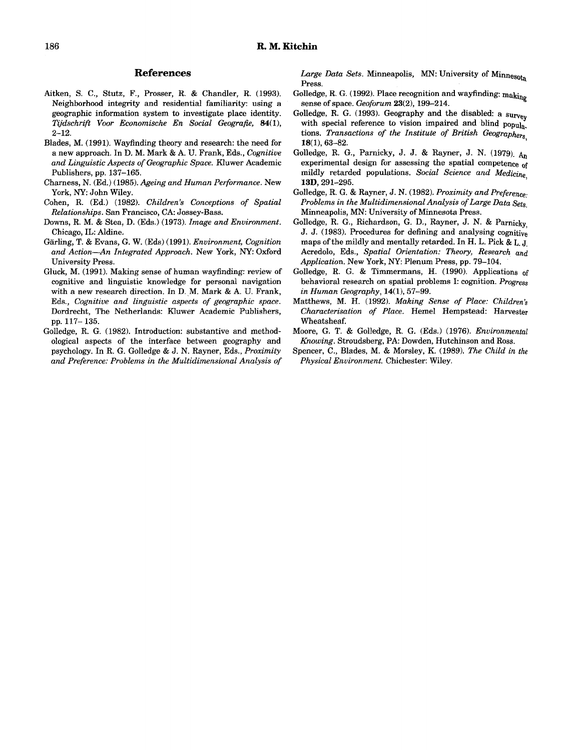## References

Aitken, S. C., Stutz, F., Prosser, R. & Chandler, R. (1993). Neighborhood integrity and residential familiarity: using a geographic information system to investigate place identity. *Tijdschrift Voor Economische En Social Geografie,* **84**(1), 2–12.

Blades, M. (1991). Wayfinding theory and research: the need for a new approach. In D. M. Mark & A. U. Frank, Eds., *Cognitive and Linguistic Aspects of Geographic Space.* Kluwer Academic Publishers, pp. 137–165.

Charness, N. (Ed.) (1985). *Ageing and Human Performance.* New York, NY: John Wiley.

Cohen, R. (Ed.) (1982). *Children's Conceptions of Spatial Relationships.* San Francisco, CA: Jossey-Bass.

Downs, R. M. & Stea, D. (Eds.) (1973). *Image and Environment.* Chicago, IL: Aldine.

Gärling, T. & Evans, G. W. (Eds) (1991). *Environment, Cognition and Action—An Integrated Approach.* New York, NY: Oxford University Press.

Gluck, M. (1991). Making sense of human wayfinding: review of cognitive and linguistic knowledge for personal navigation with a new research direction. In D. M. Mark & A. U. Frank, Eds., *Cognitive and linguistic aspects of geographic space.* Dordrecht, The Netherlands: Kluwer Academic Publishers, pp. 117– 135.

Golledge, R. G. (1982). Introduction: substantive and methodological aspects of the interface between geography and psychology. In R. G. Golledge & J. N. Rayner, Eds., *Proximity and Preference: Problems in the Multidimensional Analysis of Large Data Sets.* Minneapolis, MN: University of Minnesota Press.

Golledge, R. G. (1992). Place recognition and wayfinding: making sense of space. *Geoforum* **23**(2), 199–214.

Golledge, R. G. (1993). Geography and the disabled: a survey with special reference to vision impaired and blind populations. *Transactions of the Institute of British Geographers,* **18**(1), 63–82.

Golledge, R. G., Parnicky, J. J. & Rayner, J. N. (1979). An experimental design for assessing the spatial competence of mildly retarded populations. *Social Science and Medicine,* **13D**, 291–295.

Golledge, R. G. & Rayner, J. N. (1982). *Proximity and Preference: Problems in the Multidimensional Analysis of Large Data Sets.* Minneapolis, MN: University of Minnesota Press.

Golledge, R. G., Richardson, G. D., Rayner, J. N. & Parnicky, J. J. (1983). Procedures for defining and analysing cognitive maps of the mildly and mentally retarded. In H. L. Pick & L. J. Acredolo, Eds., *Spatial Orientation: Theory, Research and Application.* New York, NY: Plenum Press, pp. 79–104.

Golledge, R. G. & Timmermans, H. (1990). Applications of behavioral research on spatial problems I: cognition. *Progress in Human Geography,* **14**(1), 57–99.

Matthews, M. H. (1992). *Making Sense of Place: Children's Characterisation of Place.* Hemel Hempstead: Harvester Wheatsheaf.

Moore, G. T. & Golledge, R. G. (Eds.) (1976). *Environmental Knowing.* Stroudsberg, PA: Dowden, Hutchinson and Ross.

Spencer, C., Blades, M. & Morsley, K. (1989). *The Child in the Physical Environment.* Chichester: Wiley.